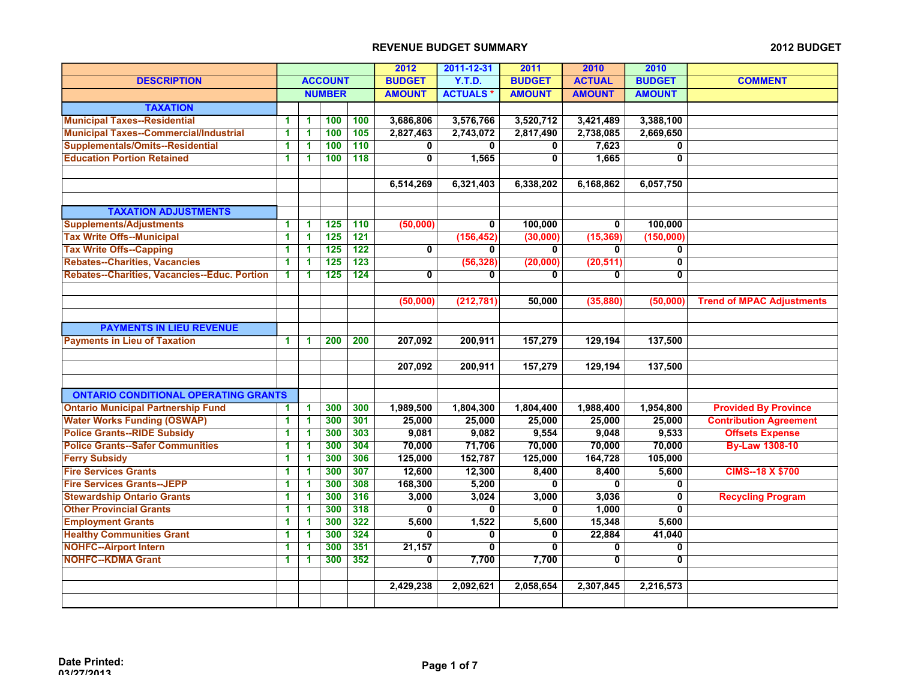# REVENUE BUDGET SUMMARY

2012 BUDGET

| DESCRIPTION | ACCOUNT NUMBER | | | | 2012 BUDGET AMOUNT | 2011-12-31 Y.T.D. ACTUALS * | 2011 BUDGET AMOUNT | 2010 ACTUAL AMOUNT | 2010 BUDGET AMOUNT | COMMENT |
|---|---|---|---|---|---|---|---|---|---|---|
| **TAXATION** | | | | | | | | | | |
| Municipal Taxes--Residential | 1 | 1 | 100 | 100 | 3,686,806 | 3,576,766 | 3,520,712 | 3,421,489 | 3,388,100 | |
| Municipal Taxes--Commercial/Industrial | 1 | 1 | 100 | 105 | 2,827,463 | 2,743,072 | 2,817,490 | 2,738,085 | 2,669,650 | |
| Supplementals/Omits--Residential | 1 | 1 | 100 | 110 | 0 | 0 | 0 | 7,623 | 0 | |
| Education Portion Retained | 1 | 1 | 100 | 118 | 0 | 1,565 | 0 | 1,665 | 0 | |
| | | | | | 6,514,269 | 6,321,403 | 6,338,202 | 6,168,862 | 6,057,750 | |
| **TAXATION ADJUSTMENTS** | | | | | | | | | | |
| Supplements/Adjustments | 1 | 1 | 125 | 110 | (50,000) | 0 | 100,000 | 0 | 100,000 | |
| Tax Write Offs--Municipal | 1 | 1 | 125 | 121 | | (156,452) | (30,000) | (15,369) | (150,000) | |
| Tax Write Offs--Capping | 1 | 1 | 125 | 122 | 0 | 0 | 0 | 0 | 0 | |
| Rebates--Charities, Vacancies | 1 | 1 | 125 | 123 | | (56,328) | (20,000) | (20,511) | 0 | |
| Rebates--Charities, Vacancies--Educ. Portion | 1 | 1 | 125 | 124 | 0 | 0 | 0 | 0 | 0 | |
| | | | | | (50,000) | (212,781) | 50,000 | (35,880) | (50,000) | Trend of MPAC Adjustments |
| **PAYMENTS IN LIEU REVENUE** | | | | | | | | | | |
| Payments in Lieu of Taxation | 1 | 1 | 200 | 200 | 207,092 | 200,911 | 157,279 | 129,194 | 137,500 | |
| | | | | | 207,092 | 200,911 | 157,279 | 129,194 | 137,500 | |
| **ONTARIO CONDITIONAL OPERATING GRANTS** | | | | | | | | | | |
| Ontario Municipal Partnership Fund | 1 | 1 | 300 | 300 | 1,989,500 | 1,804,300 | 1,804,400 | 1,988,400 | 1,954,800 | Provided By Province |
| Water Works Funding (OSWAP) | 1 | 1 | 300 | 301 | 25,000 | 25,000 | 25,000 | 25,000 | 25,000 | Contribution Agreement |
| Police Grants--RIDE Subsidy | 1 | 1 | 300 | 303 | 9,081 | 9,082 | 9,554 | 9,048 | 9,533 | Offsets Expense |
| Police Grants--Safer Communities | 1 | 1 | 300 | 304 | 70,000 | 71,706 | 70,000 | 70,000 | 70,000 | By-Law 1308-10 |
| Ferry Subsidy | 1 | 1 | 300 | 306 | 125,000 | 152,787 | 125,000 | 164,728 | 105,000 | |
| Fire Services Grants | 1 | 1 | 300 | 307 | 12,600 | 12,300 | 8,400 | 8,400 | 5,600 | CIMS--18 X $700 |
| Fire Services Grants--JEPP | 1 | 1 | 300 | 308 | 168,300 | 5,200 | 0 | 0 | 0 | |
| Stewardship Ontario Grants | 1 | 1 | 300 | 316 | 3,000 | 3,024 | 3,000 | 3,036 | 0 | Recycling Program |
| Other Provincial Grants | 1 | 1 | 300 | 318 | 0 | 0 | 0 | 1,000 | 0 | |
| Employment Grants | 1 | 1 | 300 | 322 | 5,600 | 1,522 | 5,600 | 15,348 | 5,600 | |
| Healthy Communities Grant | 1 | 1 | 300 | 324 | 0 | 0 | 0 | 22,884 | 41,040 | |
| NOHFC--Airport Intern | 1 | 1 | 300 | 351 | 21,157 | 0 | 0 | 0 | 0 | |
| NOHFC--KDMA Grant | 1 | 1 | 300 | 352 | 0 | 7,700 | 7,700 | 0 | 0 | |
| | | | | | 2,429,238 | 2,092,621 | 2,058,654 | 2,307,845 | 2,216,573 | |

Date Printed: 03/27/2013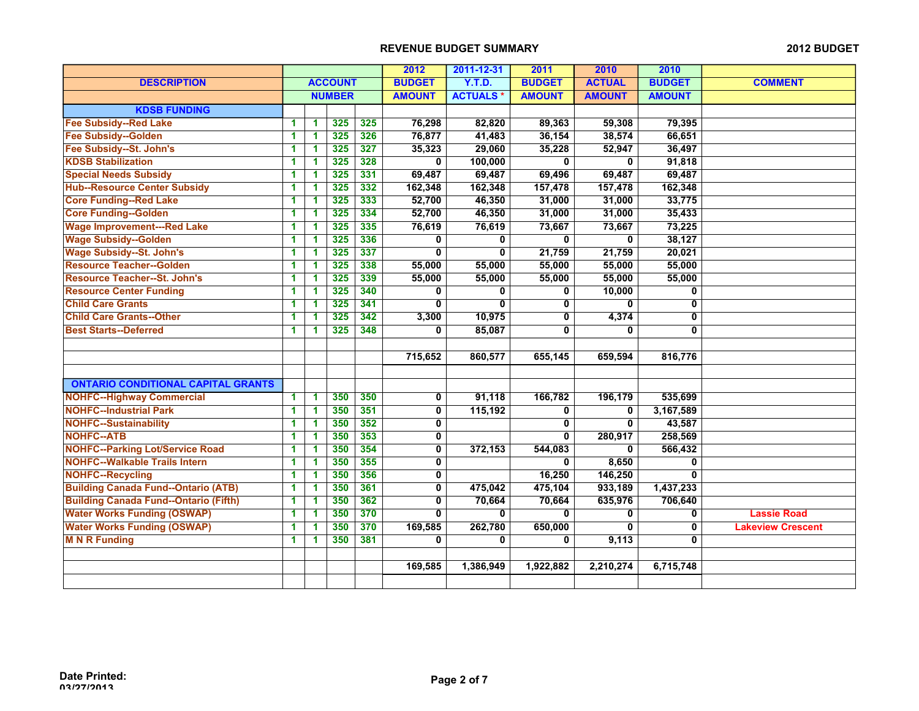## REVENUE BUDGET SUMMARY

2012 BUDGET

| DESCRIPTION | ACCOUNT NUMBER | | | | 2012 BUDGET AMOUNT | 2011-12-31 Y.T.D. ACTUALS * | 2011 BUDGET AMOUNT | 2010 ACTUAL AMOUNT | 2010 BUDGET AMOUNT | COMMENT |
|---|---|---|---|---|---|---|---|---|---|---|
| **KDSB FUNDING** | | | | | | | | | | |
| Fee Subsidy--Red Lake | 1 | 1 | 325 | 325 | 76,298 | 82,820 | 89,363 | 59,308 | 79,395 | |
| Fee Subsidy--Golden | 1 | 1 | 325 | 326 | 76,877 | 41,483 | 36,154 | 38,574 | 66,651 | |
| Fee Subsidy--St. John's | 1 | 1 | 325 | 327 | 35,323 | 29,060 | 35,228 | 52,947 | 36,497 | |
| KDSB Stabilization | 1 | 1 | 325 | 328 | 0 | 100,000 | 0 | 0 | 91,818 | |
| Special Needs Subsidy | 1 | 1 | 325 | 331 | 69,487 | 69,487 | 69,496 | 69,487 | 69,487 | |
| Hub--Resource Center Subsidy | 1 | 1 | 325 | 332 | 162,348 | 162,348 | 157,478 | 157,478 | 162,348 | |
| Core Funding--Red Lake | 1 | 1 | 325 | 333 | 52,700 | 46,350 | 31,000 | 31,000 | 33,775 | |
| Core Funding--Golden | 1 | 1 | 325 | 334 | 52,700 | 46,350 | 31,000 | 31,000 | 35,433 | |
| Wage Improvement---Red Lake | 1 | 1 | 325 | 335 | 76,619 | 76,619 | 73,667 | 73,667 | 73,225 | |
| Wage Subsidy--Golden | 1 | 1 | 325 | 336 | 0 | 0 | 0 | 0 | 38,127 | |
| Wage Subsidy--St. John's | 1 | 1 | 325 | 337 | 0 | 0 | 21,759 | 21,759 | 20,021 | |
| Resource Teacher--Golden | 1 | 1 | 325 | 338 | 55,000 | 55,000 | 55,000 | 55,000 | 55,000 | |
| Resource Teacher--St. John's | 1 | 1 | 325 | 339 | 55,000 | 55,000 | 55,000 | 55,000 | 55,000 | |
| Resource Center Funding | 1 | 1 | 325 | 340 | 0 | 0 | 0 | 10,000 | 0 | |
| Child Care Grants | 1 | 1 | 325 | 341 | 0 | 0 | 0 | 0 | 0 | |
| Child Care Grants--Other | 1 | 1 | 325 | 342 | 3,300 | 10,975 | 0 | 4,374 | 0 | |
| Best Starts--Deferred | 1 | 1 | 325 | 348 | 0 | 85,087 | 0 | 0 | 0 | |
| | | | | | | | | | | |
| | | | | | 715,652 | 860,577 | 655,145 | 659,594 | 816,776 | |
| | | | | | | | | | | |
| **ONTARIO CONDITIONAL CAPITAL GRANTS** | | | | | | | | | | |
| NOHFC--Highway Commercial | 1 | 1 | 350 | 350 | 0 | 91,118 | 166,782 | 196,179 | 535,699 | |
| NOHFC--Industrial Park | 1 | 1 | 350 | 351 | 0 | 115,192 | 0 | 0 | 3,167,589 | |
| NOHFC--Sustainability | 1 | 1 | 350 | 352 | 0 | | 0 | 0 | 43,587 | |
| NOHFC--ATB | 1 | 1 | 350 | 353 | 0 | | 0 | 280,917 | 258,569 | |
| NOHFC--Parking Lot/Service Road | 1 | 1 | 350 | 354 | 0 | 372,153 | 544,083 | 0 | 566,432 | |
| NOHFC--Walkable Trails Intern | 1 | 1 | 350 | 355 | 0 | | 0 | 8,650 | 0 | |
| NOHFC--Recycling | 1 | 1 | 350 | 356 | 0 | | 16,250 | 146,250 | 0 | |
| Building Canada Fund--Ontario (ATB) | 1 | 1 | 350 | 361 | 0 | 475,042 | 475,104 | 933,189 | 1,437,233 | |
| Building Canada Fund--Ontario (Fifth) | 1 | 1 | 350 | 362 | 0 | 70,664 | 70,664 | 635,976 | 706,640 | |
| Water Works Funding (OSWAP) | 1 | 1 | 350 | 370 | 0 | 0 | 0 | 0 | 0 | Lassie Road |
| Water Works Funding (OSWAP) | 1 | 1 | 350 | 370 | 169,585 | 262,780 | 650,000 | 0 | 0 | Lakeview Crescent |
| M N R Funding | 1 | 1 | 350 | 381 | 0 | 0 | 0 | 9,113 | 0 | |
| | | | | | | | | | | |
| | | | | | 169,585 | 1,386,949 | 1,922,882 | 2,210,274 | 6,715,748 | |
| | | | | | | | | | | |

Date Printed: 03/27/2013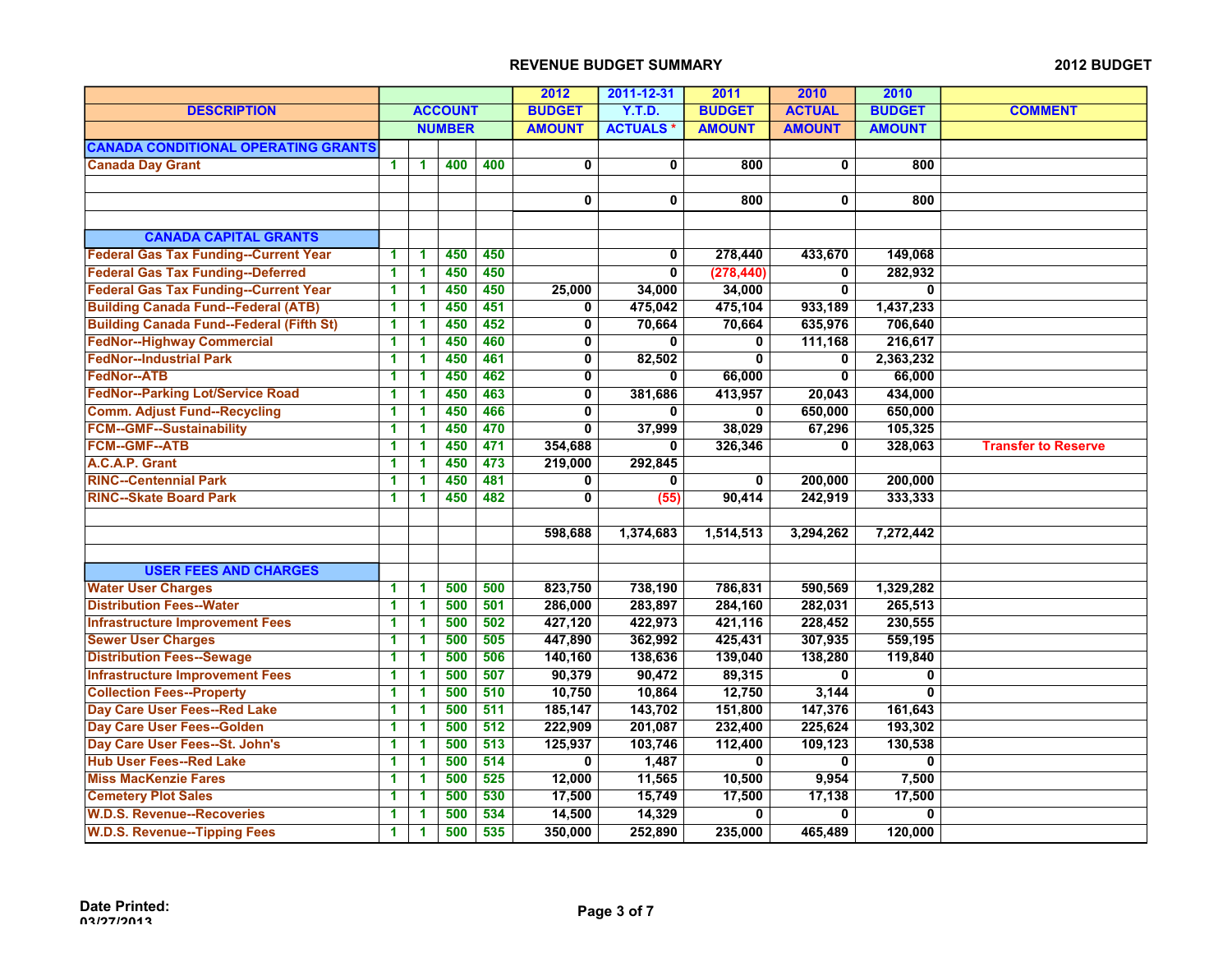## REVENUE BUDGET SUMMARY

**2012 BUDGET**

| DESCRIPTION | ACCOUNT NUMBER | | | | 2012 BUDGET AMOUNT | 2011-12-31 Y.T.D. ACTUALS * | 2011 BUDGET AMOUNT | 2010 ACTUAL AMOUNT | 2010 BUDGET AMOUNT | COMMENT |
|---|---|---|---|---|---|---|---|---|---|---|
| **CANADA CONDITIONAL OPERATING GRANTS** | | | | | | | | | | |
| Canada Day Grant | 1 | 1 | 400 | 400 | 0 | 0 | 800 | 0 | 800 | |
| | | | | | | | | | | |
| | | | | | 0 | 0 | 800 | 0 | 800 | |
| | | | | | | | | | | |
| **CANADA CAPITAL GRANTS** | | | | | | | | | | |
| Federal Gas Tax Funding--Current Year | 1 | 1 | 450 | 450 | | 0 | 278,440 | 433,670 | 149,068 | |
| Federal Gas Tax Funding--Deferred | 1 | 1 | 450 | 450 | | 0 | (278,440) | 0 | 282,932 | |
| Federal Gas Tax Funding--Current Year | 1 | 1 | 450 | 450 | 25,000 | 34,000 | 34,000 | 0 | 0 | |
| Building Canada Fund--Federal (ATB) | 1 | 1 | 450 | 451 | 0 | 475,042 | 475,104 | 933,189 | 1,437,233 | |
| Building Canada Fund--Federal (Fifth St) | 1 | 1 | 450 | 452 | 0 | 70,664 | 70,664 | 635,976 | 706,640 | |
| FedNor--Highway Commercial | 1 | 1 | 450 | 460 | 0 | 0 | 0 | 111,168 | 216,617 | |
| FedNor--Industrial Park | 1 | 1 | 450 | 461 | 0 | 82,502 | 0 | 0 | 2,363,232 | |
| FedNor--ATB | 1 | 1 | 450 | 462 | 0 | 0 | 66,000 | 0 | 66,000 | |
| FedNor--Parking Lot/Service Road | 1 | 1 | 450 | 463 | 0 | 381,686 | 413,957 | 20,043 | 434,000 | |
| Comm. Adjust Fund--Recycling | 1 | 1 | 450 | 466 | 0 | 0 | 0 | 650,000 | 650,000 | |
| FCM--GMF--Sustainability | 1 | 1 | 450 | 470 | 0 | 37,999 | 38,029 | 67,296 | 105,325 | |
| FCM--GMF--ATB | 1 | 1 | 450 | 471 | 354,688 | 0 | 326,346 | 0 | 328,063 | Transfer to Reserve |
| A.C.A.P. Grant | 1 | 1 | 450 | 473 | 219,000 | 292,845 | | | | |
| RINC--Centennial Park | 1 | 1 | 450 | 481 | 0 | 0 | 0 | 200,000 | 200,000 | |
| RINC--Skate Board Park | 1 | 1 | 450 | 482 | 0 | (55) | 90,414 | 242,919 | 333,333 | |
| | | | | | | | | | | |
| | | | | | 598,688 | 1,374,683 | 1,514,513 | 3,294,262 | 7,272,442 | |
| | | | | | | | | | | |
| **USER FEES AND CHARGES** | | | | | | | | | | |
| Water User Charges | 1 | 1 | 500 | 500 | 823,750 | 738,190 | 786,831 | 590,569 | 1,329,282 | |
| Distribution Fees--Water | 1 | 1 | 500 | 501 | 286,000 | 283,897 | 284,160 | 282,031 | 265,513 | |
| Infrastructure Improvement Fees | 1 | 1 | 500 | 502 | 427,120 | 422,973 | 421,116 | 228,452 | 230,555 | |
| Sewer User Charges | 1 | 1 | 500 | 505 | 447,890 | 362,992 | 425,431 | 307,935 | 559,195 | |
| Distribution Fees--Sewage | 1 | 1 | 500 | 506 | 140,160 | 138,636 | 139,040 | 138,280 | 119,840 | |
| Infrastructure Improvement Fees | 1 | 1 | 500 | 507 | 90,379 | 90,472 | 89,315 | 0 | 0 | |
| Collection Fees--Property | 1 | 1 | 500 | 510 | 10,750 | 10,864 | 12,750 | 3,144 | 0 | |
| Day Care User Fees--Red Lake | 1 | 1 | 500 | 511 | 185,147 | 143,702 | 151,800 | 147,376 | 161,643 | |
| Day Care User Fees--Golden | 1 | 1 | 500 | 512 | 222,909 | 201,087 | 232,400 | 225,624 | 193,302 | |
| Day Care User Fees--St. John's | 1 | 1 | 500 | 513 | 125,937 | 103,746 | 112,400 | 109,123 | 130,538 | |
| Hub User Fees--Red Lake | 1 | 1 | 500 | 514 | 0 | 1,487 | 0 | 0 | 0 | |
| Miss MacKenzie Fares | 1 | 1 | 500 | 525 | 12,000 | 11,565 | 10,500 | 9,954 | 7,500 | |
| Cemetery Plot Sales | 1 | 1 | 500 | 530 | 17,500 | 15,749 | 17,500 | 17,138 | 17,500 | |
| W.D.S. Revenue--Recoveries | 1 | 1 | 500 | 534 | 14,500 | 14,329 | 0 | 0 | 0 | |
| W.D.S. Revenue--Tipping Fees | 1 | 1 | 500 | 535 | 350,000 | 252,890 | 235,000 | 465,489 | 120,000 | |

**Date Printed:**
03/27/2013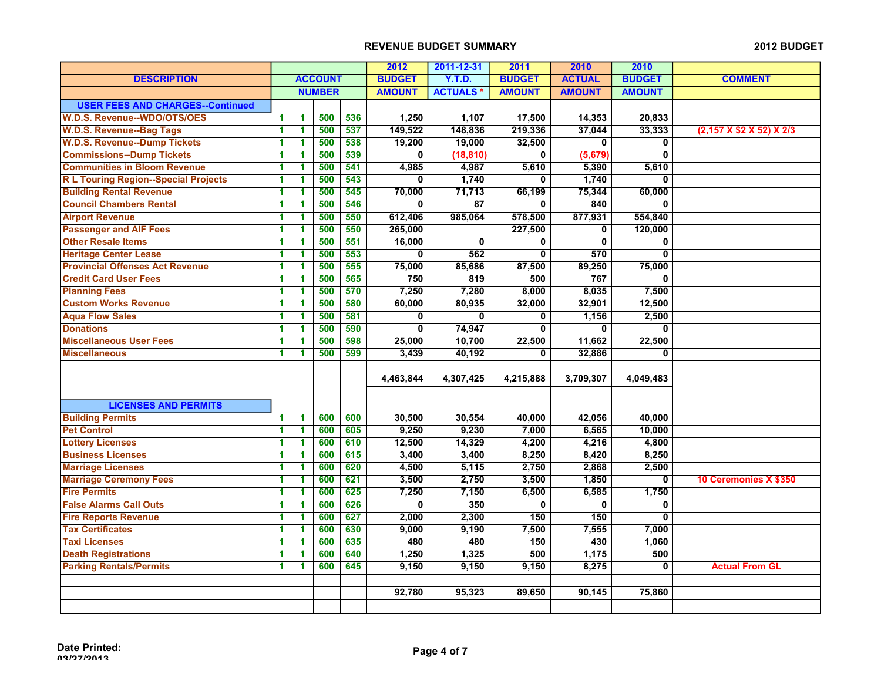## REVENUE BUDGET SUMMARY

**2012 BUDGET**

| DESCRIPTION | ACCOUNT NUMBER | | | | 2012 BUDGET AMOUNT | 2011-12-31 Y.T.D. ACTUALS * | 2011 BUDGET AMOUNT | 2010 ACTUAL AMOUNT | 2010 BUDGET AMOUNT | COMMENT |
|---|---|---|---|---|---|---|---|---|---|---|
| **USER FEES AND CHARGES--Continued** | | | | | | | | | | |
| W.D.S. Revenue--WDO/OTS/OES | 1 | 1 | 500 | 536 | 1,250 | 1,107 | 17,500 | 14,353 | 20,833 | |
| W.D.S. Revenue--Bag Tags | 1 | 1 | 500 | 537 | 149,522 | 148,836 | 219,336 | 37,044 | 33,333 | (2,157 X $2 X 52) X 2/3 |
| W.D.S. Revenue--Dump Tickets | 1 | 1 | 500 | 538 | 19,200 | 19,000 | 32,500 | 0 | 0 | |
| Commissions--Dump Tickets | 1 | 1 | 500 | 539 | 0 | (18,810) | 0 | (5,679) | 0 | |
| Communities in Bloom Revenue | 1 | 1 | 500 | 541 | 4,985 | 4,987 | 5,610 | 5,390 | 5,610 | |
| R L Touring Region--Special Projects | 1 | 1 | 500 | 543 | 0 | 1,740 | 0 | 1,740 | 0 | |
| Building Rental Revenue | 1 | 1 | 500 | 545 | 70,000 | 71,713 | 66,199 | 75,344 | 60,000 | |
| Council Chambers Rental | 1 | 1 | 500 | 546 | 0 | 87 | 0 | 840 | 0 | |
| Airport Revenue | 1 | 1 | 500 | 550 | 612,406 | 985,064 | 578,500 | 877,931 | 554,840 | |
| Passenger and AIF Fees | 1 | 1 | 500 | 550 | 265,000 | | 227,500 | 0 | 120,000 | |
| Other Resale Items | 1 | 1 | 500 | 551 | 16,000 | 0 | 0 | 0 | 0 | |
| Heritage Center Lease | 1 | 1 | 500 | 553 | 0 | 562 | 0 | 570 | 0 | |
| Provincial Offenses Act Revenue | 1 | 1 | 500 | 555 | 75,000 | 85,686 | 87,500 | 89,250 | 75,000 | |
| Credit Card User Fees | 1 | 1 | 500 | 565 | 750 | 819 | 500 | 767 | 0 | |
| Planning Fees | 1 | 1 | 500 | 570 | 7,250 | 7,280 | 8,000 | 8,035 | 7,500 | |
| Custom Works Revenue | 1 | 1 | 500 | 580 | 60,000 | 80,935 | 32,000 | 32,901 | 12,500 | |
| Aqua Flow Sales | 1 | 1 | 500 | 581 | 0 | 0 | 0 | 1,156 | 2,500 | |
| Donations | 1 | 1 | 500 | 590 | 0 | 74,947 | 0 | 0 | 0 | |
| Miscellaneous User Fees | 1 | 1 | 500 | 598 | 25,000 | 10,700 | 22,500 | 11,662 | 22,500 | |
| Miscellaneous | 1 | 1 | 500 | 599 | 3,439 | 40,192 | 0 | 32,886 | 0 | |
| | | | | | | | | | | |
| | | | | | 4,463,844 | 4,307,425 | 4,215,888 | 3,709,307 | 4,049,483 | |
| | | | | | | | | | | |
| **LICENSES AND PERMITS** | | | | | | | | | | |
| Building Permits | 1 | 1 | 600 | 600 | 30,500 | 30,554 | 40,000 | 42,056 | 40,000 | |
| Pet Control | 1 | 1 | 600 | 605 | 9,250 | 9,230 | 7,000 | 6,565 | 10,000 | |
| Lottery Licenses | 1 | 1 | 600 | 610 | 12,500 | 14,329 | 4,200 | 4,216 | 4,800 | |
| Business Licenses | 1 | 1 | 600 | 615 | 3,400 | 3,400 | 8,250 | 8,420 | 8,250 | |
| Marriage Licenses | 1 | 1 | 600 | 620 | 4,500 | 5,115 | 2,750 | 2,868 | 2,500 | |
| Marriage Ceremony Fees | 1 | 1 | 600 | 621 | 3,500 | 2,750 | 3,500 | 1,850 | 0 | 10 Ceremonies X $350 |
| Fire Permits | 1 | 1 | 600 | 625 | 7,250 | 7,150 | 6,500 | 6,585 | 1,750 | |
| False Alarms Call Outs | 1 | 1 | 600 | 626 | 0 | 350 | 0 | 0 | 0 | |
| Fire Reports Revenue | 1 | 1 | 600 | 627 | 2,000 | 2,300 | 150 | 150 | 0 | |
| Tax Certificates | 1 | 1 | 600 | 630 | 9,000 | 9,190 | 7,500 | 7,555 | 7,000 | |
| Taxi Licenses | 1 | 1 | 600 | 635 | 480 | 480 | 150 | 430 | 1,060 | |
| Death Registrations | 1 | 1 | 600 | 640 | 1,250 | 1,325 | 500 | 1,175 | 500 | |
| Parking Rentals/Permits | 1 | 1 | 600 | 645 | 9,150 | 9,150 | 9,150 | 8,275 | 0 | Actual From GL |
| | | | | | | | | | | |
| | | | | | 92,780 | 95,323 | 89,650 | 90,145 | 75,860 | |

**Date Printed:**
03/27/2013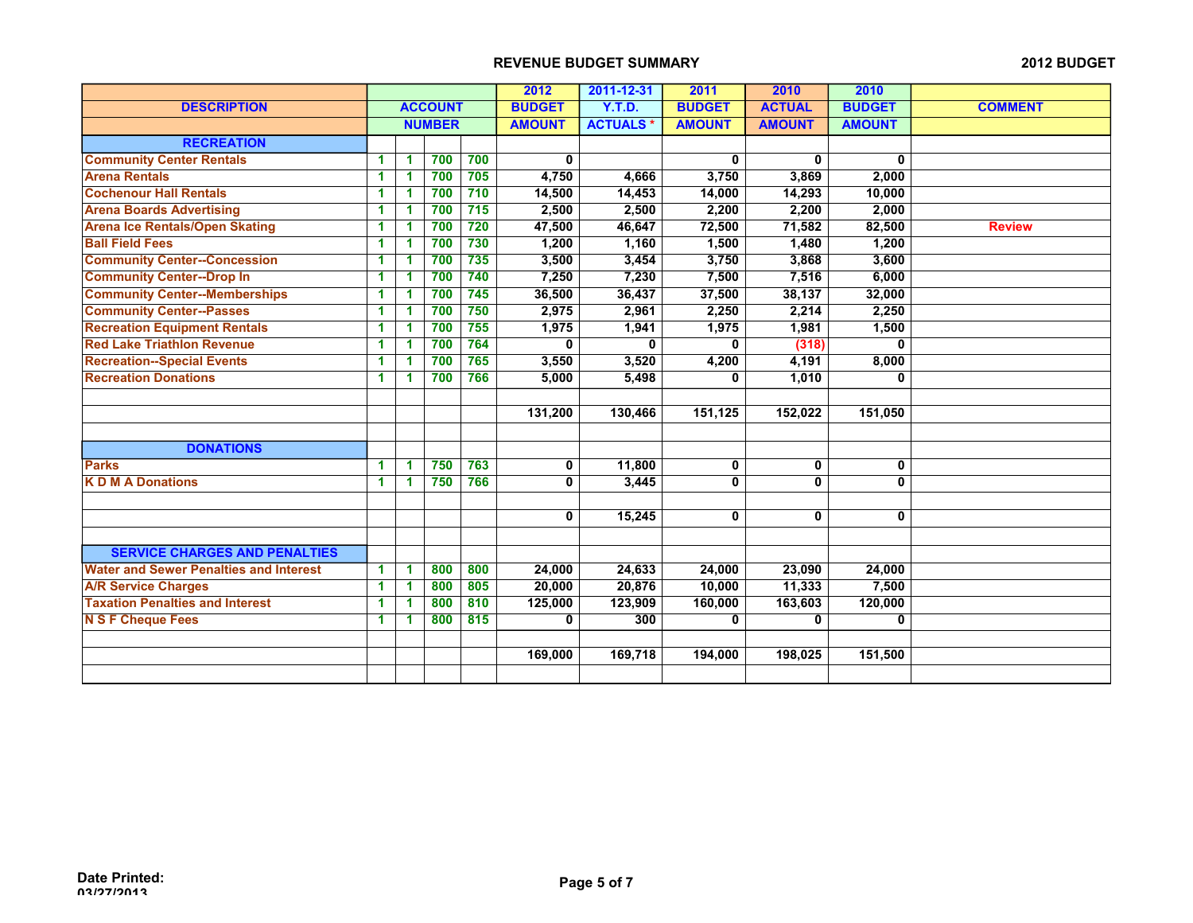## REVENUE BUDGET SUMMARY

2012 BUDGET

| DESCRIPTION | ACCOUNT NUMBER | | | | 2012 BUDGET AMOUNT | 2011-12-31 Y.T.D. ACTUALS * | 2011 BUDGET AMOUNT | 2010 ACTUAL AMOUNT | 2010 BUDGET AMOUNT | COMMENT |
|---|---|---|---|---|---|---|---|---|---|---|
| **RECREATION** | | | | | | | | | | |
| Community Center Rentals | 1 | 1 | 700 | 700 | 0 | | 0 | 0 | 0 | |
| Arena Rentals | 1 | 1 | 700 | 705 | 4,750 | 4,666 | 3,750 | 3,869 | 2,000 | |
| Cochenour Hall Rentals | 1 | 1 | 700 | 710 | 14,500 | 14,453 | 14,000 | 14,293 | 10,000 | |
| Arena Boards Advertising | 1 | 1 | 700 | 715 | 2,500 | 2,500 | 2,200 | 2,200 | 2,000 | |
| Arena Ice Rentals/Open Skating | 1 | 1 | 700 | 720 | 47,500 | 46,647 | 72,500 | 71,582 | 82,500 | Review |
| Ball Field Fees | 1 | 1 | 700 | 730 | 1,200 | 1,160 | 1,500 | 1,480 | 1,200 | |
| Community Center--Concession | 1 | 1 | 700 | 735 | 3,500 | 3,454 | 3,750 | 3,868 | 3,600 | |
| Community Center--Drop In | 1 | 1 | 700 | 740 | 7,250 | 7,230 | 7,500 | 7,516 | 6,000 | |
| Community Center--Memberships | 1 | 1 | 700 | 745 | 36,500 | 36,437 | 37,500 | 38,137 | 32,000 | |
| Community Center--Passes | 1 | 1 | 700 | 750 | 2,975 | 2,961 | 2,250 | 2,214 | 2,250 | |
| Recreation Equipment Rentals | 1 | 1 | 700 | 755 | 1,975 | 1,941 | 1,975 | 1,981 | 1,500 | |
| Red Lake Triathlon Revenue | 1 | 1 | 700 | 764 | 0 | 0 | 0 | (318) | 0 | |
| Recreation--Special Events | 1 | 1 | 700 | 765 | 3,550 | 3,520 | 4,200 | 4,191 | 8,000 | |
| Recreation Donations | 1 | 1 | 700 | 766 | 5,000 | 5,498 | 0 | 1,010 | 0 | |
| | | | | | | | | | | |
| | | | | | 131,200 | 130,466 | 151,125 | 152,022 | 151,050 | |
| | | | | | | | | | | |
| **DONATIONS** | | | | | | | | | | |
| Parks | 1 | 1 | 750 | 763 | 0 | 11,800 | 0 | 0 | 0 | |
| K D M A Donations | 1 | 1 | 750 | 766 | 0 | 3,445 | 0 | 0 | 0 | |
| | | | | | | | | | | |
| | | | | | 0 | 15,245 | 0 | 0 | 0 | |
| | | | | | | | | | | |
| **SERVICE CHARGES AND PENALTIES** | | | | | | | | | | |
| Water and Sewer Penalties and Interest | 1 | 1 | 800 | 800 | 24,000 | 24,633 | 24,000 | 23,090 | 24,000 | |
| A/R Service Charges | 1 | 1 | 800 | 805 | 20,000 | 20,876 | 10,000 | 11,333 | 7,500 | |
| Taxation Penalties and Interest | 1 | 1 | 800 | 810 | 125,000 | 123,909 | 160,000 | 163,603 | 120,000 | |
| N S F Cheque Fees | 1 | 1 | 800 | 815 | 0 | 300 | 0 | 0 | 0 | |
| | | | | | | | | | | |
| | | | | | 169,000 | 169,718 | 194,000 | 198,025 | 151,500 | |

Date Printed: 03/27/2013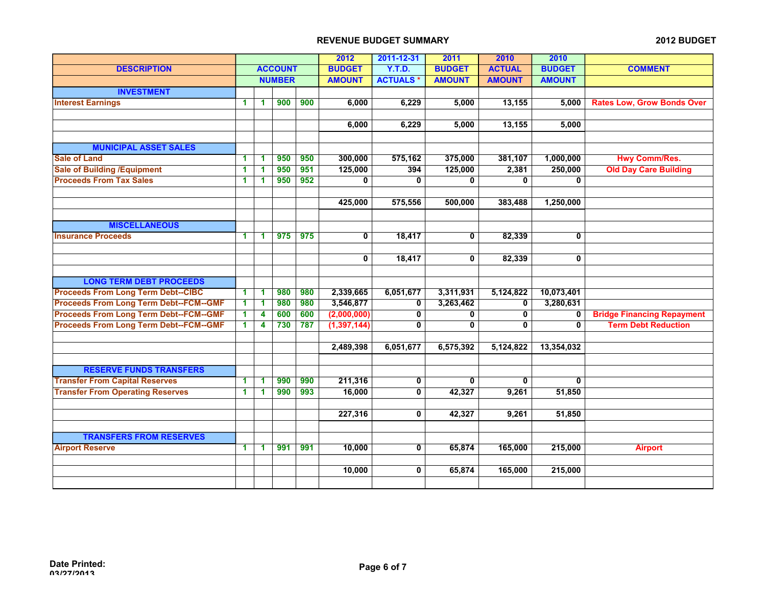## REVENUE BUDGET SUMMARY

**2012 BUDGET**

| DESCRIPTION | ACCOUNT NUMBER | | | | 2012 BUDGET AMOUNT | 2011-12-31 Y.T.D. ACTUALS * | 2011 BUDGET AMOUNT | 2010 ACTUAL AMOUNT | 2010 BUDGET AMOUNT | COMMENT |
|---|---|---|---|---|---|---|---|---|---|---|
| **INVESTMENT** | | | | | | | | | | |
| Interest Earnings | 1 | 1 | 900 | 900 | 6,000 | 6,229 | 5,000 | 13,155 | 5,000 | Rates Low, Grow Bonds Over |
| | | | | | 6,000 | 6,229 | 5,000 | 13,155 | 5,000 | |
| **MUNICIPAL ASSET SALES** | | | | | | | | | | |
| Sale of Land | 1 | 1 | 950 | 950 | 300,000 | 575,162 | 375,000 | 381,107 | 1,000,000 | Hwy Comm/Res. |
| Sale of Building /Equipment | 1 | 1 | 950 | 951 | 125,000 | 394 | 125,000 | 2,381 | 250,000 | Old Day Care Building |
| Proceeds From Tax Sales | 1 | 1 | 950 | 952 | 0 | 0 | 0 | 0 | 0 | |
| | | | | | 425,000 | 575,556 | 500,000 | 383,488 | 1,250,000 | |
| **MISCELLANEOUS** | | | | | | | | | | |
| Insurance Proceeds | 1 | 1 | 975 | 975 | 0 | 18,417 | 0 | 82,339 | 0 | |
| | | | | | 0 | 18,417 | 0 | 82,339 | 0 | |
| **LONG TERM DEBT PROCEEDS** | | | | | | | | | | |
| Proceeds From Long Term Debt--CIBC | 1 | 1 | 980 | 980 | 2,339,665 | 6,051,677 | 3,311,931 | 5,124,822 | 10,073,401 | |
| Proceeds From Long Term Debt--FCM--GMF | 1 | 1 | 980 | 980 | 3,546,877 | 0 | 3,263,462 | 0 | 3,280,631 | |
| Proceeds From Long Term Debt--FCM--GMF | 1 | 4 | 600 | 600 | (2,000,000) | 0 | 0 | 0 | 0 | Bridge Financing Repayment |
| Proceeds From Long Term Debt--FCM--GMF | 1 | 4 | 730 | 787 | (1,397,144) | 0 | 0 | 0 | 0 | Term Debt Reduction |
| | | | | | 2,489,398 | 6,051,677 | 6,575,392 | 5,124,822 | 13,354,032 | |
| **RESERVE FUNDS TRANSFERS** | | | | | | | | | | |
| Transfer From Capital Reserves | 1 | 1 | 990 | 990 | 211,316 | 0 | 0 | 0 | 0 | |
| Transfer From Operating Reserves | 1 | 1 | 990 | 993 | 16,000 | 0 | 42,327 | 9,261 | 51,850 | |
| | | | | | 227,316 | 0 | 42,327 | 9,261 | 51,850 | |
| **TRANSFERS FROM RESERVES** | | | | | | | | | | |
| Airport Reserve | 1 | 1 | 991 | 991 | 10,000 | 0 | 65,874 | 165,000 | 215,000 | Airport |
| | | | | | 10,000 | 0 | 65,874 | 165,000 | 215,000 | |

**Date Printed:**
03/27/2013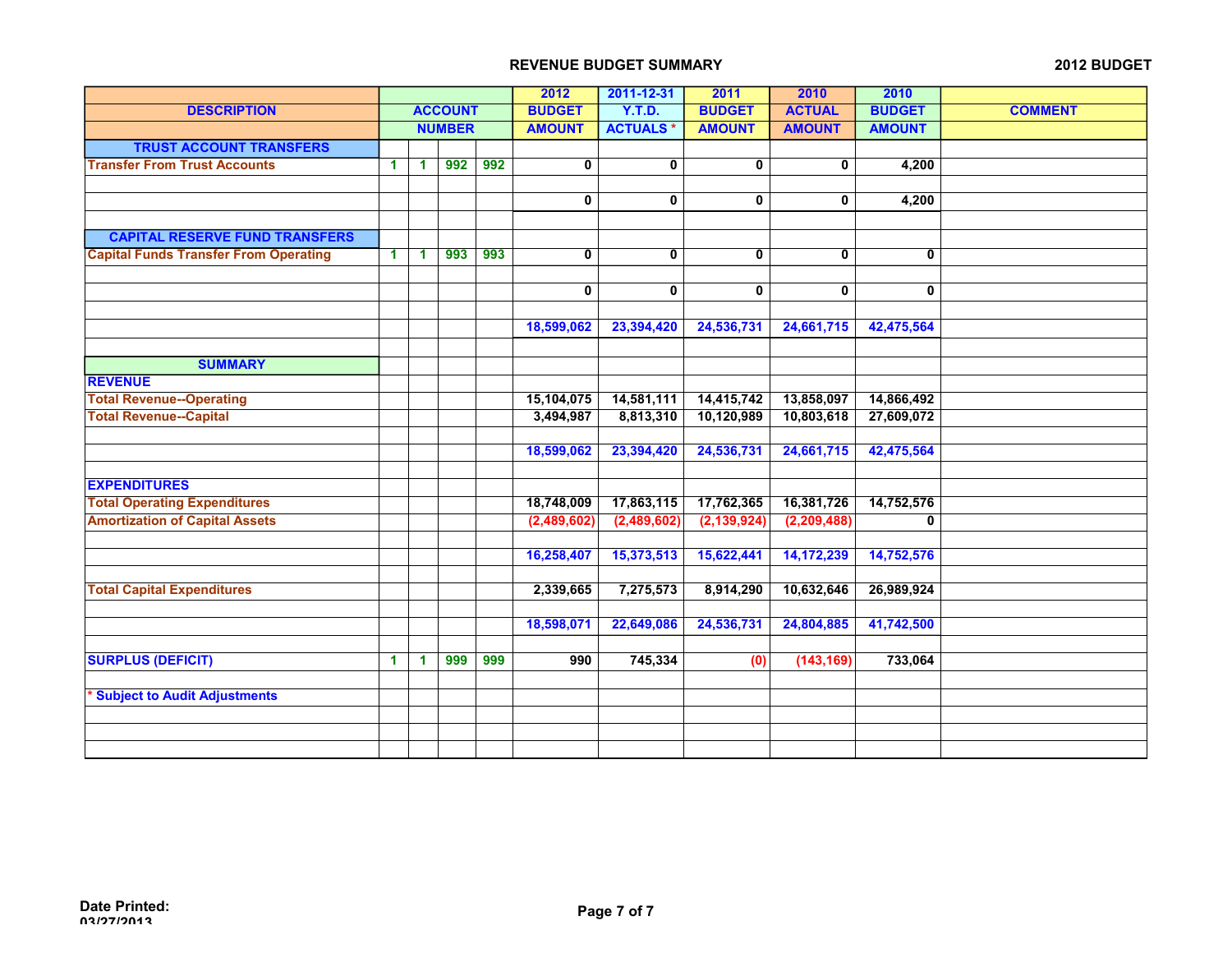## REVENUE BUDGET SUMMARY

**2012 BUDGET**

| DESCRIPTION | ACCOUNT NUMBER | | | | 2012 BUDGET AMOUNT | 2011-12-31 Y.T.D. ACTUALS * | 2011 BUDGET AMOUNT | 2010 ACTUAL AMOUNT | 2010 BUDGET AMOUNT | COMMENT |
|---|---|---|---|---|---|---|---|---|---|---|
| **TRUST ACCOUNT TRANSFERS** | | | | | | | | | | |
| Transfer From Trust Accounts | 1 | 1 | 992 | 992 | 0 | 0 | 0 | 0 | 4,200 | |
| | | | | | | | | | | |
| | | | | | 0 | 0 | 0 | 0 | 4,200 | |
| | | | | | | | | | | |
| **CAPITAL RESERVE FUND TRANSFERS** | | | | | | | | | | |
| Capital Funds Transfer From Operating | 1 | 1 | 993 | 993 | 0 | 0 | 0 | 0 | 0 | |
| | | | | | | | | | | |
| | | | | | 0 | 0 | 0 | 0 | 0 | |
| | | | | | | | | | | |
| | | | | | 18,599,062 | 23,394,420 | 24,536,731 | 24,661,715 | 42,475,564 | |
| | | | | | | | | | | |
| **SUMMARY** | | | | | | | | | | |
| **REVENUE** | | | | | | | | | | |
| Total Revenue--Operating | | | | | 15,104,075 | 14,581,111 | 14,415,742 | 13,858,097 | 14,866,492 | |
| Total Revenue--Capital | | | | | 3,494,987 | 8,813,310 | 10,120,989 | 10,803,618 | 27,609,072 | |
| | | | | | | | | | | |
| | | | | | 18,599,062 | 23,394,420 | 24,536,731 | 24,661,715 | 42,475,564 | |
| | | | | | | | | | | |
| **EXPENDITURES** | | | | | | | | | | |
| Total Operating Expenditures | | | | | 18,748,009 | 17,863,115 | 17,762,365 | 16,381,726 | 14,752,576 | |
| Amortization of Capital Assets | | | | | (2,489,602) | (2,489,602) | (2,139,924) | (2,209,488) | 0 | |
| | | | | | | | | | | |
| | | | | | 16,258,407 | 15,373,513 | 15,622,441 | 14,172,239 | 14,752,576 | |
| | | | | | | | | | | |
| Total Capital Expenditures | | | | | 2,339,665 | 7,275,573 | 8,914,290 | 10,632,646 | 26,989,924 | |
| | | | | | | | | | | |
| | | | | | 18,598,071 | 22,649,086 | 24,536,731 | 24,804,885 | 41,742,500 | |
| | | | | | | | | | | |
| **SURPLUS (DEFICIT)** | 1 | 1 | 999 | 999 | 990 | 745,334 | (0) | (143,169) | 733,064 | |
| | | | | | | | | | | |
| * Subject to Audit Adjustments | | | | | | | | | | |

Date Printed: 03/27/2013